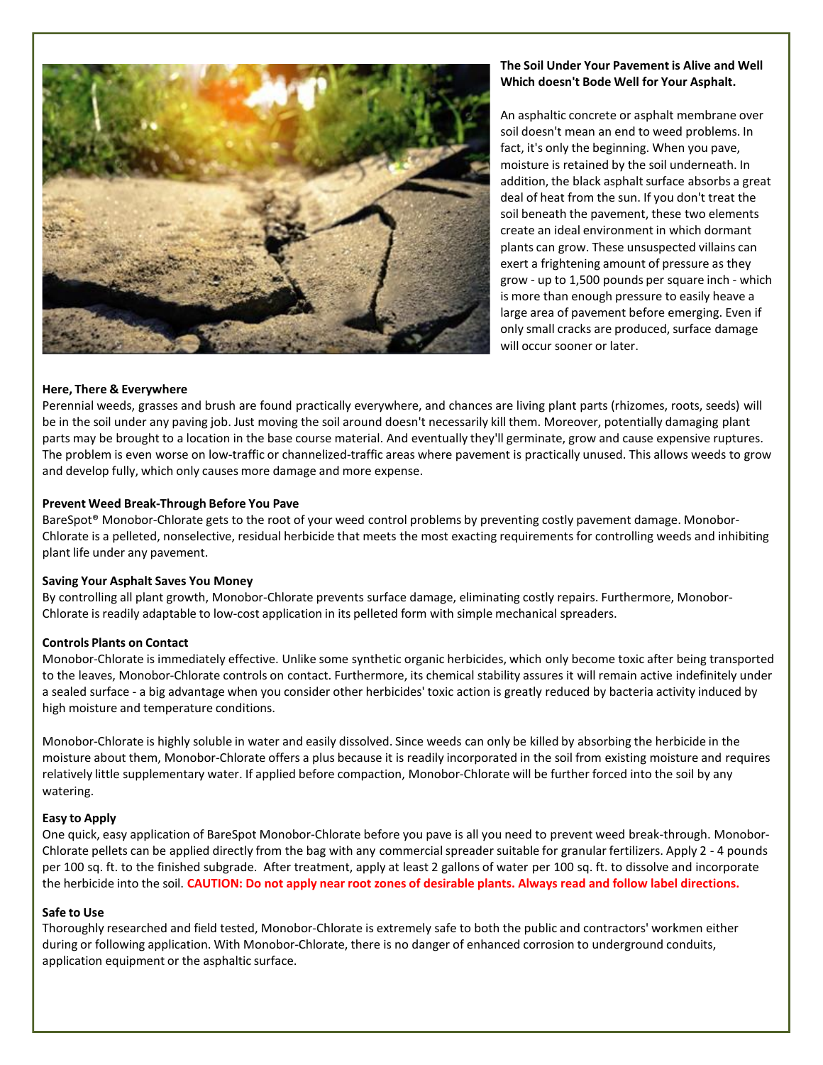**The Soil Under Your Pavement is Alive and Well Which doesn't Bode Well for Your Asphalt.**

An asphaltic concrete or asphalt membrane over soil doesn't mean an end to weed problems. In fact, it's only the beginning. When you pave, moisture is retained by the soil underneath. In addition, the black asphalt surface absorbs a great deal of heat from the sun. If you don't treat the soil beneath the pavement, these two elements create an ideal environment in which dormant plants can grow. These unsuspected villains can exert a frightening amount of pressure as they grow - up to 1,500 pounds per square inch - which is more than enough pressure to easily heave a large area of pavement before emerging. Even if only small cracks are produced, surface damage will occur sooner or later.

**Here, There & Everywhere**

Perennial weeds, grasses and brush are found practically everywhere, and chances are living plant parts (rhizomes, roots, seeds) will be in the soil under any paving job. Just moving the soil around doesn't necessarily kill them. Moreover, potentially damaging plant parts may be brought to a location in the base course material. And eventually they'll germinate, grow and cause expensive ruptures. The problem is even worse on low-traffic or channelized-traffic areas where pavement is practically unused. This allows weeds to grow and develop fully, which only causes more damage and more expense.

**Prevent Weed Break-Through Before You Pave**

BareSpot® Monobor-Chlorate gets to the root of your weed control problems by preventing costly pavement damage. Monobor-Chlorate is a pelleted, nonselective, residual herbicide that meets the most exacting requirements for controlling weeds and inhibiting plant life under any pavement.

**Saving Your Asphalt Saves You Money**

By controlling all plant growth, Monobor-Chlorate prevents surface damage, eliminating costly repairs. Furthermore, Monobor-Chlorate is readily adaptable to low-cost application in its pelleted form with simple mechanical spreaders.

**Controls Plants on Contact**

Monobor-Chlorate is immediately effective. Unlike some synthetic organic herbicides, which only become toxic after being transported to the leaves, Monobor-Chlorate controls on contact. Furthermore, its chemical stability assures it will remain active indefinitely under a sealed surface - a big advantage when you consider other herbicides' toxic action is greatly reduced by bacteria activity induced by high moisture and temperature conditions.

Monobor-Chlorate is highly soluble in water and easily dissolved. Since weeds can only be killed by absorbing the herbicide in the moisture about them, Monobor-Chlorate offers a plus because it is readily incorporated in the soil from existing moisture and requires relatively little supplementary water. If applied before compaction, Monobor-Chlorate will be further forced into the soil by any watering.

**Easy to Apply**

One quick, easy application of BareSpot Monobor-Chlorate before you pave is all you need to prevent weed break-through. Monobor-Chlorate pellets can be applied directly from the bag with any commercial spreader suitable for granular fertilizers. Apply 2 - 4 pounds per 100 sq. ft. to the finished subgrade. After treatment, apply at least 2 gallons of water per 100 sq. ft. to dissolve and incorporate the herbicide into the soil. **CAUTION: Do not apply near root zones of desirable plants. Always read and follow label directions.**

**Safe to Use**

Thoroughly researched and field tested, Monobor-Chlorate is extremely safe to both the public and contractors' workmen either during or following application. With Monobor-Chlorate, there is no danger of enhanced corrosion to underground conduits, application equipment or the asphaltic surface.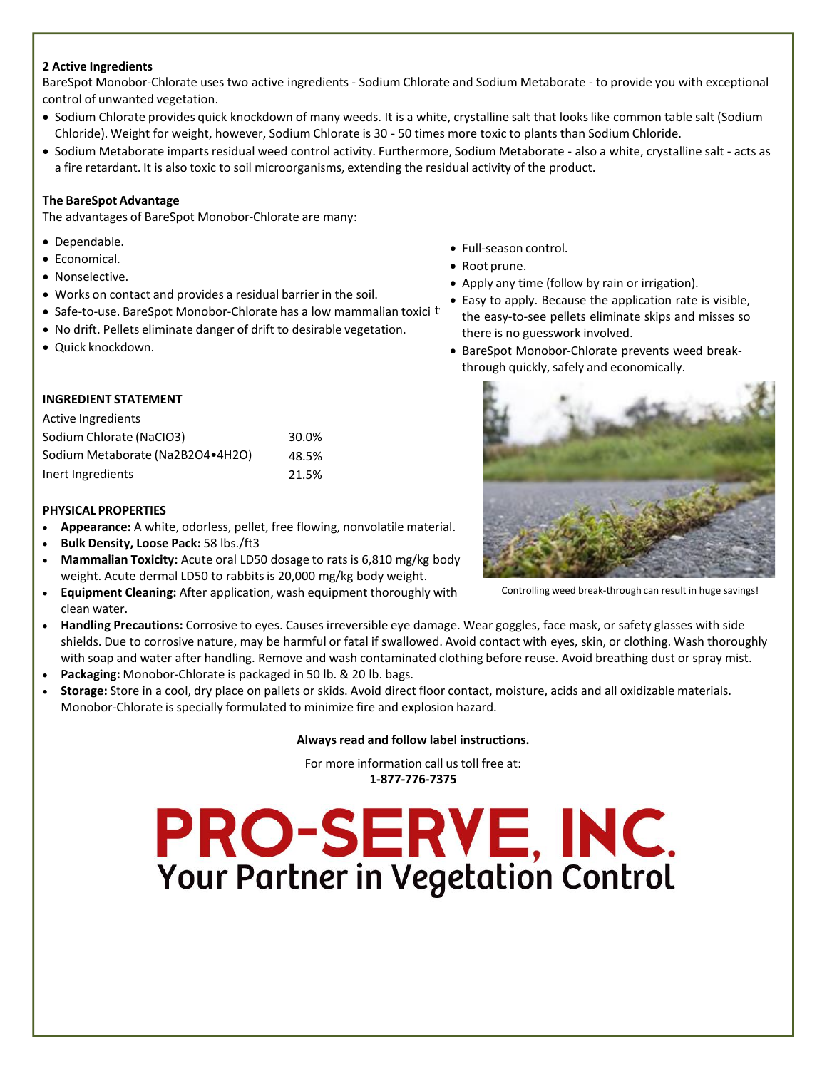### 2 Active Ingredients

BareSpot Monobor-Chlorate uses two active ingredients - Sodium Chlorate and Sodium Metaborate - to provide you with exceptional control of unwanted vegetation.

- Sodium Chlorate provides quick knockdown of many weeds. It is a white, crystalline salt that looks like common table salt (Sodium Chloride). Weight for weight, however, Sodium Chlorate is 30 - 50 times more toxic to plants than Sodium Chloride.
- Sodium Metaborate imparts residual weed control activity. Furthermore, Sodium Metaborate - also a white, crystalline salt - acts as a fire retardant. It is also toxic to soil microorganisms, extending the residual activity of the product.

### The BareSpot Advantage

The advantages of BareSpot Monobor-Chlorate are many:

- Dependable.
- Economical.
- Nonselective.
- Works on contact and provides a residual barrier in the soil.
- Safe-to-use. BareSpot Monobor-Chlorate has a low mammalian toxici t
- No drift. Pellets eliminate danger of drift to desirable vegetation.
- Quick knockdown.
- Full-season control.
- Root prune.
- Apply any time (follow by rain or irrigation).
- Easy to apply. Because the application rate is visible, the easy-to-see pellets eliminate skips and misses so there is no guesswork involved.
- BareSpot Monobor-Chlorate prevents weed break-through quickly, safely and economically.

### INGREDIENT STATEMENT

| | |
|---|---|
| Active Ingredients | |
| Sodium Chlorate ($NaClO_3$) | 30.0% |
| Sodium Metaborate ($Na_2B_2O_4 \cdot 4H_2O$) | 48.5% |
| Inert Ingredients | 21.5% |

Controlling weed break-through can result in huge savings!

### PHYSICAL PROPERTIES

- **Appearance:** A white, odorless, pellet, free flowing, nonvolatile material.
- **Bulk Density, Loose Pack:** 58 lbs./ft3
- **Mammalian Toxicity:** Acute oral LD50 dosage to rats is 6,810 mg/kg body weight. Acute dermal LD50 to rabbits is 20,000 mg/kg body weight.
- **Equipment Cleaning:** After application, wash equipment thoroughly with clean water.
- **Handling Precautions:** Corrosive to eyes. Causes irreversible eye damage. Wear goggles, face mask, or safety glasses with side shields. Due to corrosive nature, may be harmful or fatal if swallowed. Avoid contact with eyes, skin, or clothing. Wash thoroughly with soap and water after handling. Remove and wash contaminated clothing before reuse. Avoid breathing dust or spray mist.
- **Packaging:** Monobor-Chlorate is packaged in 50 lb. & 20 lb. bags.
- **Storage:** Store in a cool, dry place on pallets or skids. Avoid direct floor contact, moisture, acids and all oxidizable materials. Monobor-Chlorate is specially formulated to minimize fire and explosion hazard.

**Always read and follow label instructions.**

For more information call us toll free at:
**1-877-776-7375**

# PRO-SERVE, INC.
## Your Partner in Vegetation Control